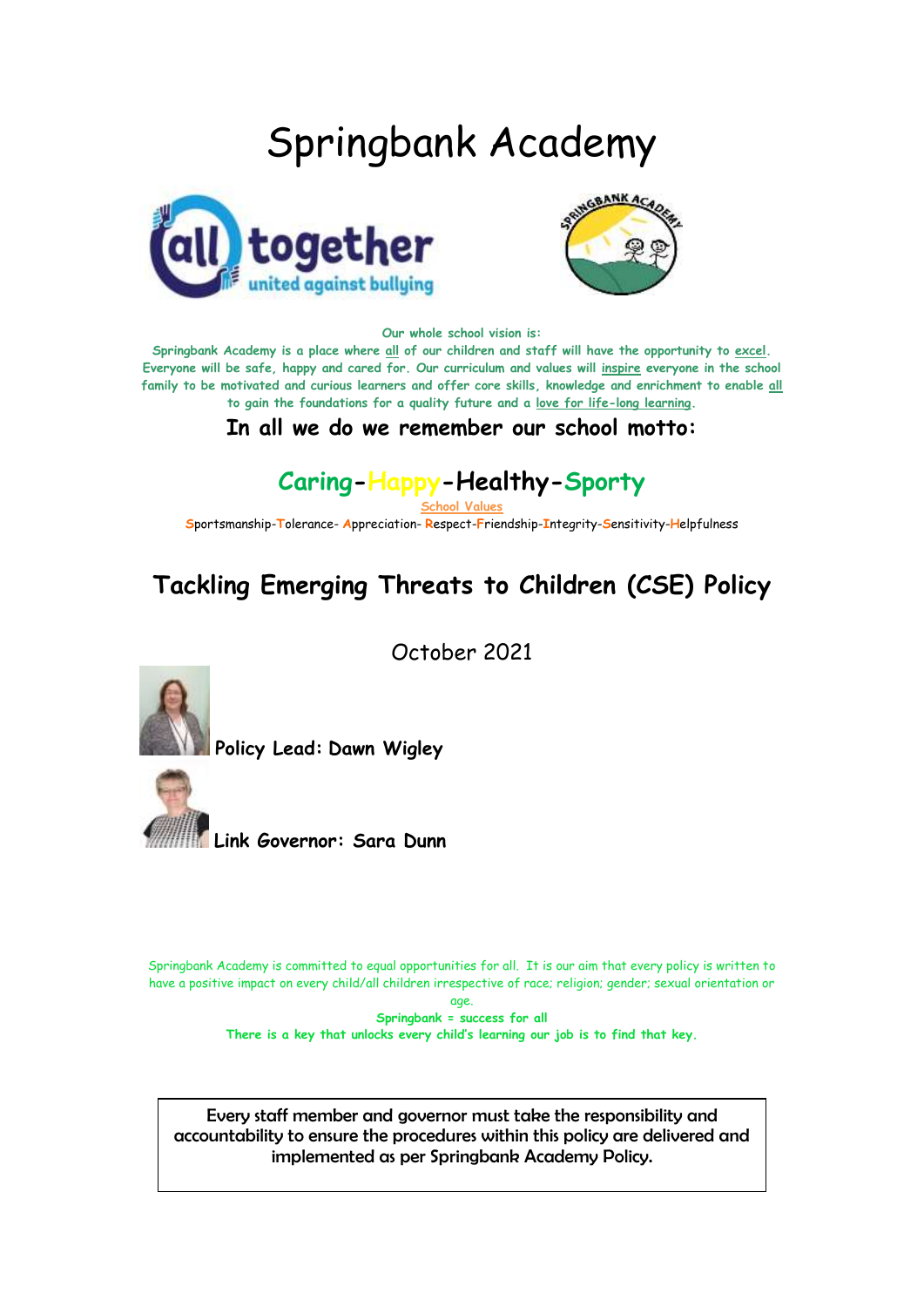# Springbank Academy

Our whole school vision is:

Springbank Academy is a place where all of our children and staff will have the opportunity to excel. Everyone will be safe, happy and cared for. Our curriculum and values will inspire everyone in the school family to be motivated and curious learners and offer core skills, knowledge and enrichment to enable all to gain the foundations for a quality future and a love for life-long learning.

**In all we do we remember our school motto:**

## Caring-Happy-Healthy-Sporty

School Values

Sportsmanship-Tolerance- Appreciation- Respect-Friendship-Integrity-Sensitivity-Helpfulness

# Tackling Emerging Threats to Children (CSE) Policy

October 2021

**Policy Lead: Dawn Wigley**

**Link Governor: Sara Dunn**

Springbank Academy is committed to equal opportunities for all. It is our aim that every policy is written to have a positive impact on every child/all children irrespective of race; religion; gender; sexual orientation or age.

**Springbank = success for all**

**There is a key that unlocks every child's learning our job is to find that key.**

Every staff member and governor must take the responsibility and accountability to ensure the procedures within this policy are delivered and implemented as per Springbank Academy Policy.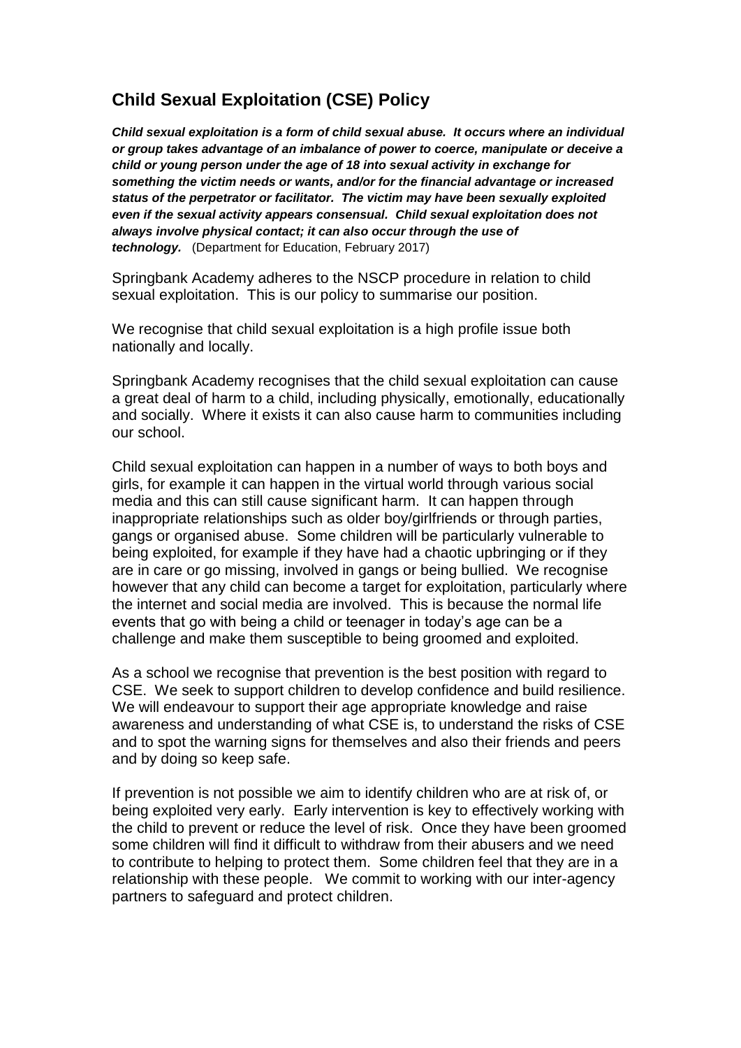## Child Sexual Exploitation (CSE) Policy

***Child sexual exploitation is a form of child sexual abuse. It occurs where an individual or group takes advantage of an imbalance of power to coerce, manipulate or deceive a child or young person under the age of 18 into sexual activity in exchange for something the victim needs or wants, and/or for the financial advantage or increased status of the perpetrator or facilitator. The victim may have been sexually exploited even if the sexual activity appears consensual. Child sexual exploitation does not always involve physical contact; it can also occur through the use of technology.*** (Department for Education, February 2017)

Springbank Academy adheres to the NSCP procedure in relation to child sexual exploitation. This is our policy to summarise our position.

We recognise that child sexual exploitation is a high profile issue both nationally and locally.

Springbank Academy recognises that the child sexual exploitation can cause a great deal of harm to a child, including physically, emotionally, educationally and socially. Where it exists it can also cause harm to communities including our school.

Child sexual exploitation can happen in a number of ways to both boys and girls, for example it can happen in the virtual world through various social media and this can still cause significant harm. It can happen through inappropriate relationships such as older boy/girlfriends or through parties, gangs or organised abuse. Some children will be particularly vulnerable to being exploited, for example if they have had a chaotic upbringing or if they are in care or go missing, involved in gangs or being bullied. We recognise however that any child can become a target for exploitation, particularly where the internet and social media are involved. This is because the normal life events that go with being a child or teenager in today's age can be a challenge and make them susceptible to being groomed and exploited.

As a school we recognise that prevention is the best position with regard to CSE. We seek to support children to develop confidence and build resilience. We will endeavour to support their age appropriate knowledge and raise awareness and understanding of what CSE is, to understand the risks of CSE and to spot the warning signs for themselves and also their friends and peers and by doing so keep safe.

If prevention is not possible we aim to identify children who are at risk of, or being exploited very early. Early intervention is key to effectively working with the child to prevent or reduce the level of risk. Once they have been groomed some children will find it difficult to withdraw from their abusers and we need to contribute to helping to protect them. Some children feel that they are in a relationship with these people. We commit to working with our inter-agency partners to safeguard and protect children.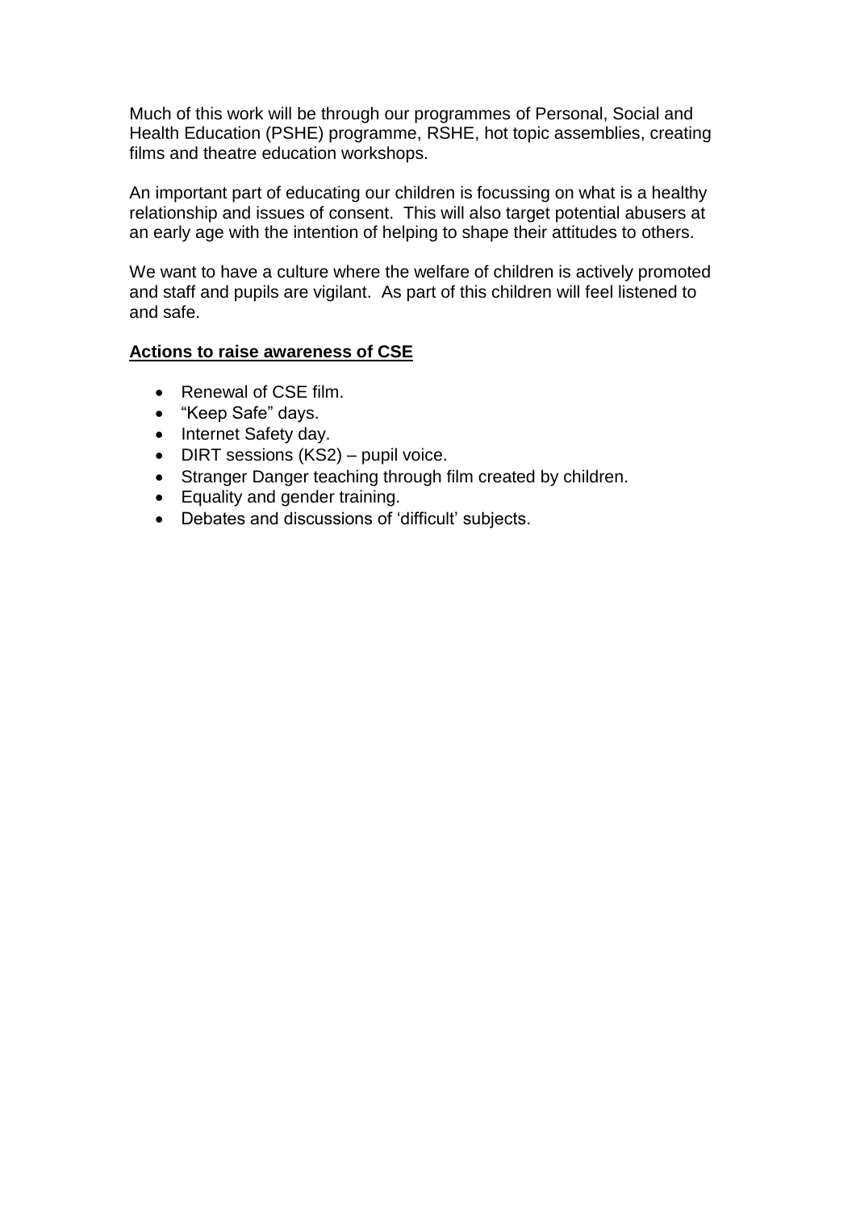Much of this work will be through our programmes of Personal, Social and Health Education (PSHE) programme, RSHE, hot topic assemblies, creating films and theatre education workshops.

An important part of educating our children is focussing on what is a healthy relationship and issues of consent. This will also target potential abusers at an early age with the intention of helping to shape their attitudes to others.

We want to have a culture where the welfare of children is actively promoted and staff and pupils are vigilant. As part of this children will feel listened to and safe.

**Actions to raise awareness of CSE**

- Renewal of CSE film.
- "Keep Safe" days.
- Internet Safety day.
- DIRT sessions (KS2) – pupil voice.
- Stranger Danger teaching through film created by children.
- Equality and gender training.
- Debates and discussions of 'difficult' subjects.